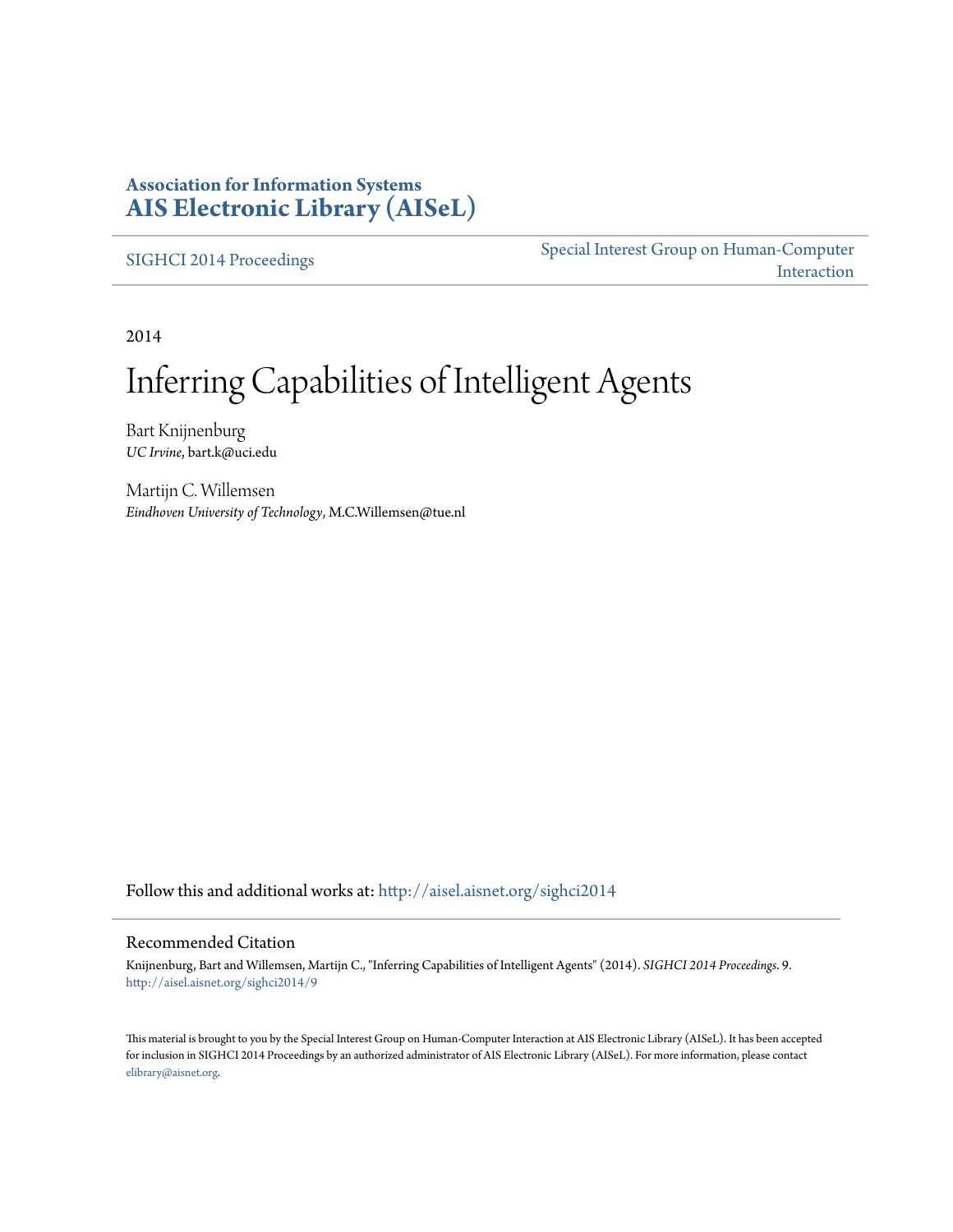**Association for Information Systems**
**AIS Electronic Library (AISeL)**

SIGHCI 2014 Proceedings

Special Interest Group on Human-Computer Interaction

2014

# Inferring Capabilities of Intelligent Agents

Bart Knijnenburg
*UC Irvine*, bart.k@uci.edu

Martijn C. Willemsen
*Eindhoven University of Technology*, M.C.Willemsen@tue.nl

Follow this and additional works at: http://aisel.aisnet.org/sighci2014

## Recommended Citation

Knijnenburg, Bart and Willemsen, Martijn C., "Inferring Capabilities of Intelligent Agents" (2014). *SIGHCI 2014 Proceedings*. 9.
http://aisel.aisnet.org/sighci2014/9

This material is brought to you by the Special Interest Group on Human-Computer Interaction at AIS Electronic Library (AISeL). It has been accepted for inclusion in SIGHCI 2014 Proceedings by an authorized administrator of AIS Electronic Library (AISeL). For more information, please contact elibrary@aisnet.org.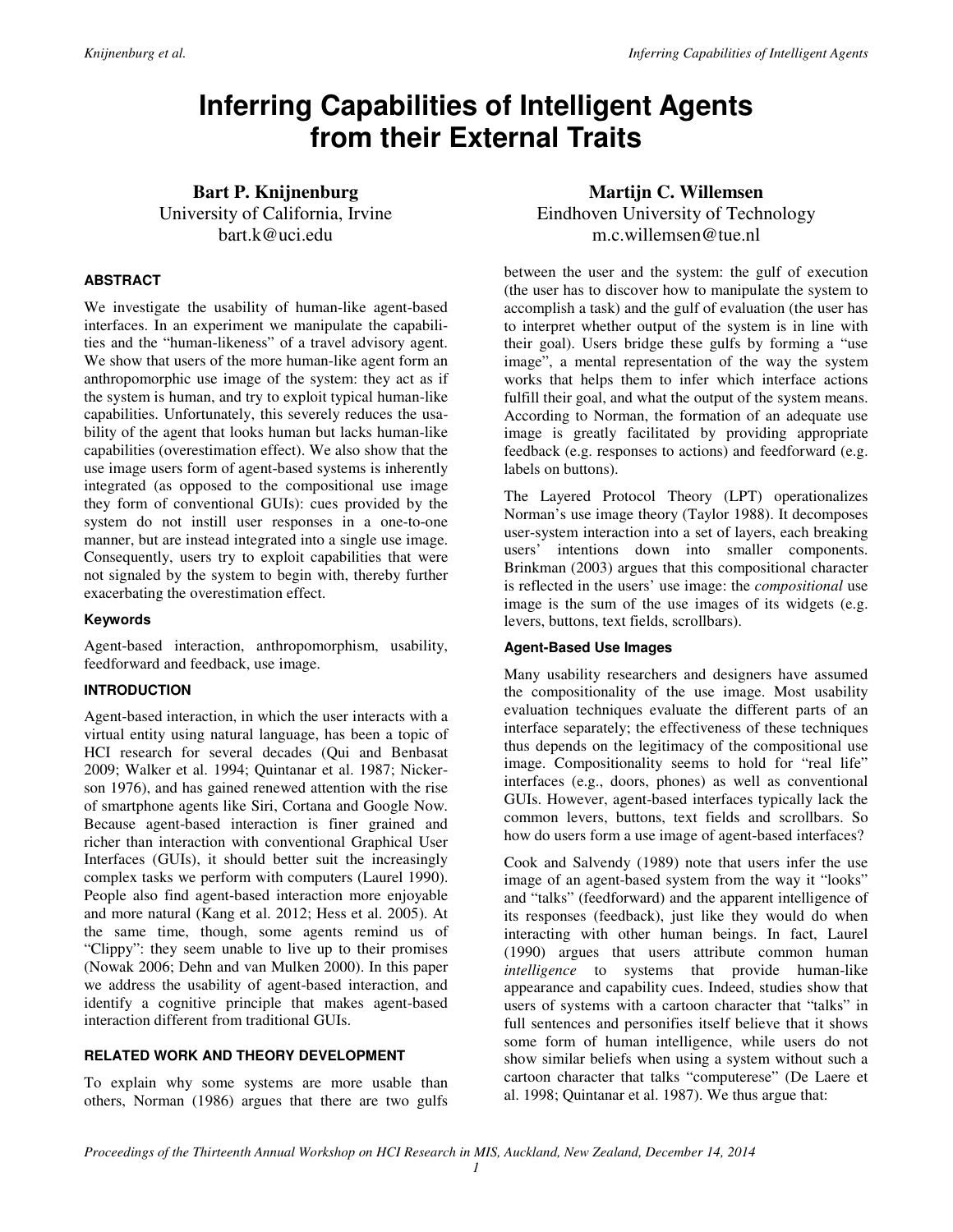# Inferring Capabilities of Intelligent Agents from their External Traits

**Bart P. Knijnenburg**
University of California, Irvine
bart.k@uci.edu

**Martijn C. Willemsen**
Eindhoven University of Technology
m.c.willemsen@tue.nl

#### ABSTRACT

We investigate the usability of human-like agent-based interfaces. In an experiment we manipulate the capabilities and the "human-likeness" of a travel advisory agent. We show that users of the more human-like agent form an anthropomorphic use image of the system: they act as if the system is human, and try to exploit typical human-like capabilities. Unfortunately, this severely reduces the usability of the agent that looks human but lacks human-like capabilities (overestimation effect). We also show that the use image users form of agent-based systems is inherently integrated (as opposed to the compositional use image they form of conventional GUIs): cues provided by the system do not instill user responses in a one-to-one manner, but are instead integrated into a single use image. Consequently, users try to exploit capabilities that were not signaled by the system to begin with, thereby further exacerbating the overestimation effect.

#### Keywords

Agent-based interaction, anthropomorphism, usability, feedforward and feedback, use image.

#### INTRODUCTION

Agent-based interaction, in which the user interacts with a virtual entity using natural language, has been a topic of HCI research for several decades (Qui and Benbasat 2009; Walker et al. 1994; Quintanar et al. 1987; Nickerson 1976), and has gained renewed attention with the rise of smartphone agents like Siri, Cortana and Google Now. Because agent-based interaction is finer grained and richer than interaction with conventional Graphical User Interfaces (GUIs), it should better suit the increasingly complex tasks we perform with computers (Laurel 1990). People also find agent-based interaction more enjoyable and more natural (Kang et al. 2012; Hess et al. 2005). At the same time, though, some agents remind us of "Clippy": they seem unable to live up to their promises (Nowak 2006; Dehn and van Mulken 2000). In this paper we address the usability of agent-based interaction, and identify a cognitive principle that makes agent-based interaction different from traditional GUIs.

#### RELATED WORK AND THEORY DEVELOPMENT

To explain why some systems are more usable than others, Norman (1986) argues that there are two gulfs between the user and the system: the gulf of execution (the user has to discover how to manipulate the system to accomplish a task) and the gulf of evaluation (the user has to interpret whether output of the system is in line with their goal). Users bridge these gulfs by forming a "use image", a mental representation of the way the system works that helps them to infer which interface actions fulfill their goal, and what the output of the system means. According to Norman, the formation of an adequate use image is greatly facilitated by providing appropriate feedback (e.g. responses to actions) and feedforward (e.g. labels on buttons).

The Layered Protocol Theory (LPT) operationalizes Norman's use image theory (Taylor 1988). It decomposes user-system interaction into a set of layers, each breaking users' intentions down into smaller components. Brinkman (2003) argues that this compositional character is reflected in the users' use image: the *compositional* use image is the sum of the use images of its widgets (e.g. levers, buttons, text fields, scrollbars).

#### Agent-Based Use Images

Many usability researchers and designers have assumed the compositionality of the use image. Most usability evaluation techniques evaluate the different parts of an interface separately; the effectiveness of these techniques thus depends on the legitimacy of the compositional use image. Compositionality seems to hold for "real life" interfaces (e.g., doors, phones) as well as conventional GUIs. However, agent-based interfaces typically lack the common levers, buttons, text fields and scrollbars. So how do users form a use image of agent-based interfaces?

Cook and Salvendy (1989) note that users infer the use image of an agent-based system from the way it "looks" and "talks" (feedforward) and the apparent intelligence of its responses (feedback), just like they would do when interacting with other human beings. In fact, Laurel (1990) argues that users attribute common human *intelligence* to systems that provide human-like appearance and capability cues. Indeed, studies show that users of systems with a cartoon character that "talks" in full sentences and personifies itself believe that it shows some form of human intelligence, while users do not show similar beliefs when using a system without such a cartoon character that talks "computerese" (De Laere et al. 1998; Quintanar et al. 1987). We thus argue that: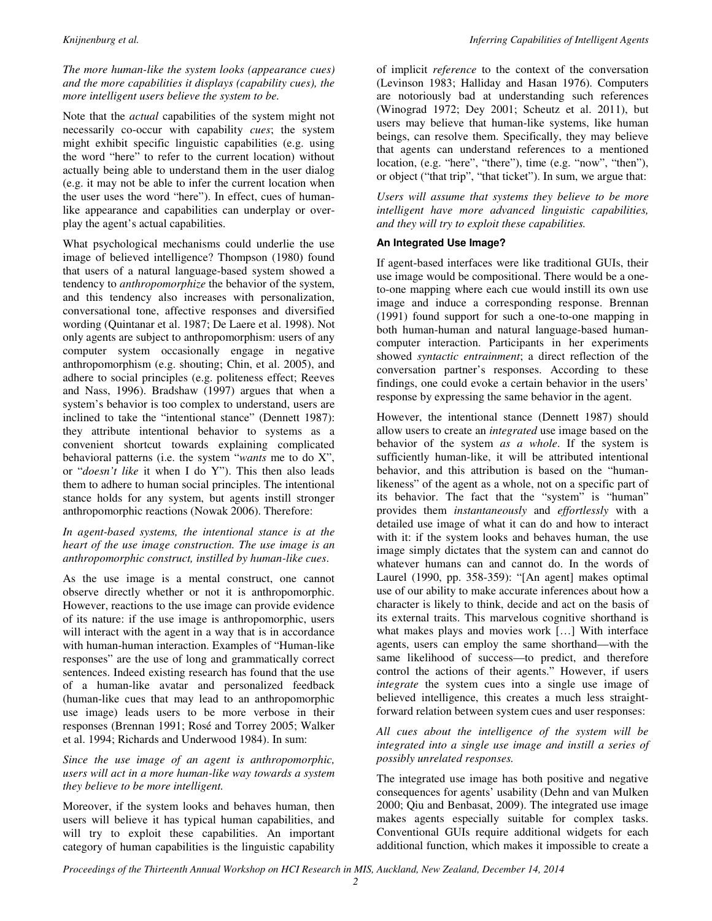*The more human-like the system looks (appearance cues) and the more capabilities it displays (capability cues), the more intelligent users believe the system to be.*

Note that the *actual* capabilities of the system might not necessarily co-occur with capability *cues*; the system might exhibit specific linguistic capabilities (e.g. using the word "here" to refer to the current location) without actually being able to understand them in the user dialog (e.g. it may not be able to infer the current location when the user uses the word "here"). In effect, cues of human-like appearance and capabilities can underplay or overplay the agent's actual capabilities.

What psychological mechanisms could underlie the use image of believed intelligence? Thompson (1980) found that users of a natural language-based system showed a tendency to *anthropomorphize* the behavior of the system, and this tendency also increases with personalization, conversational tone, affective responses and diversified wording (Quintanar et al. 1987; De Laere et al. 1998). Not only agents are subject to anthropomorphism: users of any computer system occasionally engage in negative anthropomorphism (e.g. shouting; Chin, et al. 2005), and adhere to social principles (e.g. politeness effect; Reeves and Nass, 1996). Bradshaw (1997) argues that when a system's behavior is too complex to understand, users are inclined to take the "intentional stance" (Dennett 1987): they attribute intentional behavior to systems as a convenient shortcut towards explaining complicated behavioral patterns (i.e. the system "*wants* me to do X", or "*doesn't like* it when I do Y"). This then also leads them to adhere to human social principles. The intentional stance holds for any system, but agents instill stronger anthropomorphic reactions (Nowak 2006). Therefore:

*In agent-based systems, the intentional stance is at the heart of the use image construction. The use image is an anthropomorphic construct, instilled by human-like cues.*

As the use image is a mental construct, one cannot observe directly whether or not it is anthropomorphic. However, reactions to the use image can provide evidence of its nature: if the use image is anthropomorphic, users will interact with the agent in a way that is in accordance with human-human interaction. Examples of "Human-like responses" are the use of long and grammatically correct sentences. Indeed existing research has found that the use of a human-like avatar and personalized feedback (human-like cues that may lead to an anthropomorphic use image) leads users to be more verbose in their responses (Brennan 1991; Rosé and Torrey 2005; Walker et al. 1994; Richards and Underwood 1984). In sum:

*Since the use image of an agent is anthropomorphic, users will act in a more human-like way towards a system they believe to be more intelligent.*

Moreover, if the system looks and behaves human, then users will believe it has typical human capabilities, and will try to exploit these capabilities. An important category of human capabilities is the linguistic capability of implicit *reference* to the context of the conversation (Levinson 1983; Halliday and Hasan 1976). Computers are notoriously bad at understanding such references (Winograd 1972; Dey 2001; Scheutz et al. 2011), but users may believe that human-like systems, like human beings, can resolve them. Specifically, they may believe that agents can understand references to a mentioned location, (e.g. "here", "there"), time (e.g. "now", "then"), or object ("that trip", "that ticket"). In sum, we argue that:

*Users will assume that systems they believe to be more intelligent have more advanced linguistic capabilities, and they will try to exploit these capabilities.*

### An Integrated Use Image?

If agent-based interfaces were like traditional GUIs, their use image would be compositional. There would be a one-to-one mapping where each cue would instill its own use image and induce a corresponding response. Brennan (1991) found support for such a one-to-one mapping in both human-human and natural language-based human-computer interaction. Participants in her experiments showed *syntactic entrainment*; a direct reflection of the conversation partner's responses. According to these findings, one could evoke a certain behavior in the users' response by expressing the same behavior in the agent.

However, the intentional stance (Dennett 1987) should allow users to create an *integrated* use image based on the behavior of the system *as a whole*. If the system is sufficiently human-like, it will be attributed intentional behavior, and this attribution is based on the "human-likeness" of the agent as a whole, not on a specific part of its behavior. The fact that the "system" is "human" provides them *instantaneously* and *effortlessly* with a detailed use image of what it can do and how to interact with it: if the system looks and behaves human, the use image simply dictates that the system can and cannot do whatever humans can and cannot do. In the words of Laurel (1990, pp. 358-359): "[An agent] makes optimal use of our ability to make accurate inferences about how a character is likely to think, decide and act on the basis of its external traits. This marvelous cognitive shorthand is what makes plays and movies work […] With interface agents, users can employ the same shorthand—with the same likelihood of success—to predict, and therefore control the actions of their agents." However, if users *integrate* the system cues into a single use image of believed intelligence, this creates a much less straight-forward relation between system cues and user responses:

*All cues about the intelligence of the system will be integrated into a single use image and instill a series of possibly unrelated responses.*

The integrated use image has both positive and negative consequences for agents' usability (Dehn and van Mulken 2000; Qiu and Benbasat, 2009). The integrated use image makes agents especially suitable for complex tasks. Conventional GUIs require additional widgets for each additional function, which makes it impossible to create a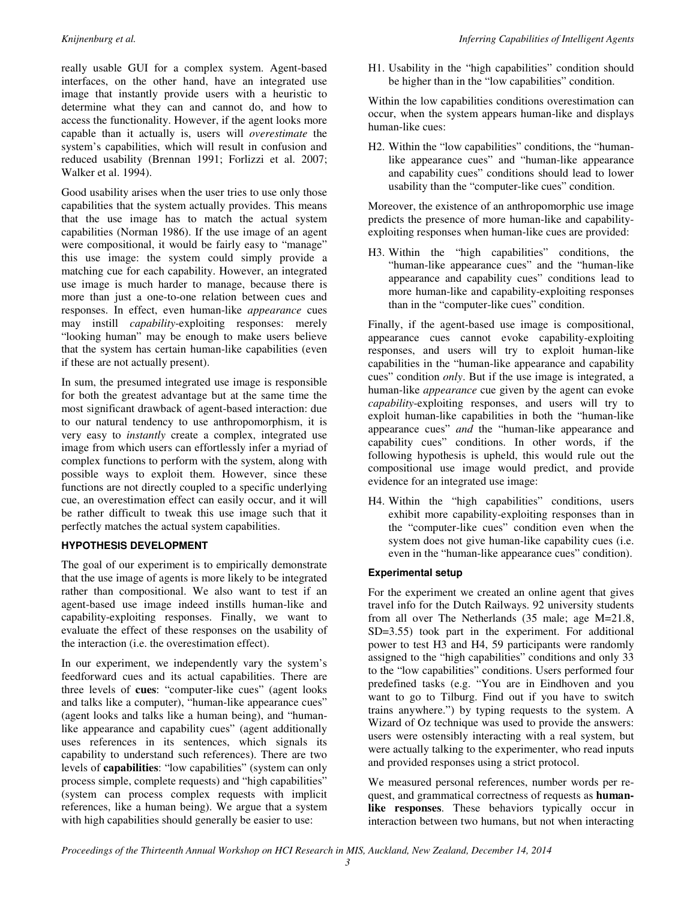really usable GUI for a complex system. Agent-based interfaces, on the other hand, have an integrated use image that instantly provide users with a heuristic to determine what they can and cannot do, and how to access the functionality. However, if the agent looks more capable than it actually is, users will *overestimate* the system's capabilities, which will result in confusion and reduced usability (Brennan 1991; Forlizzi et al. 2007; Walker et al. 1994).

Good usability arises when the user tries to use only those capabilities that the system actually provides. This means that the use image has to match the actual system capabilities (Norman 1986). If the use image of an agent were compositional, it would be fairly easy to "manage" this use image: the system could simply provide a matching cue for each capability. However, an integrated use image is much harder to manage, because there is more than just a one-to-one relation between cues and responses. In effect, even human-like *appearance* cues may instill *capability*-exploiting responses: merely "looking human" may be enough to make users believe that the system has certain human-like capabilities (even if these are not actually present).

In sum, the presumed integrated use image is responsible for both the greatest advantage but at the same time the most significant drawback of agent-based interaction: due to our natural tendency to use anthropomorphism, it is very easy to *instantly* create a complex, integrated use image from which users can effortlessly infer a myriad of complex functions to perform with the system, along with possible ways to exploit them. However, since these functions are not directly coupled to a specific underlying cue, an overestimation effect can easily occur, and it will be rather difficult to tweak this use image such that it perfectly matches the actual system capabilities.

## HYPOTHESIS DEVELOPMENT

The goal of our experiment is to empirically demonstrate that the use image of agents is more likely to be integrated rather than compositional. We also want to test if an agent-based use image indeed instills human-like and capability-exploiting responses. Finally, we want to evaluate the effect of these responses on the usability of the interaction (i.e. the overestimation effect).

In our experiment, we independently vary the system's feedforward cues and its actual capabilities. There are three levels of **cues**: "computer-like cues" (agent looks and talks like a computer), "human-like appearance cues" (agent looks and talks like a human being), and "human-like appearance and capability cues" (agent additionally uses references in its sentences, which signals its capability to understand such references). There are two levels of **capabilities**: "low capabilities" (system can only process simple, complete requests) and "high capabilities" (system can process complex requests with implicit references, like a human being). We argue that a system with high capabilities should generally be easier to use:

H1. Usability in the "high capabilities" condition should be higher than in the "low capabilities" condition.

Within the low capabilities conditions overestimation can occur, when the system appears human-like and displays human-like cues:

H2. Within the "low capabilities" conditions, the "human-like appearance cues" and "human-like appearance and capability cues" conditions should lead to lower usability than the "computer-like cues" condition.

Moreover, the existence of an anthropomorphic use image predicts the presence of more human-like and capability-exploiting responses when human-like cues are provided:

H3. Within the "high capabilities" conditions, the "human-like appearance cues" and the "human-like appearance and capability cues" conditions lead to more human-like and capability-exploiting responses than in the "computer-like cues" condition.

Finally, if the agent-based use image is compositional, appearance cues cannot evoke capability-exploiting responses, and users will try to exploit human-like capabilities in the "human-like appearance and capability cues" condition *only*. But if the use image is integrated, a human-like *appearance* cue given by the agent can evoke *capability*-exploiting responses, and users will try to exploit human-like capabilities in both the "human-like appearance cues" *and* the "human-like appearance and capability cues" conditions. In other words, if the following hypothesis is upheld, this would rule out the compositional use image would predict, and provide evidence for an integrated use image:

H4. Within the "high capabilities" conditions, users exhibit more capability-exploiting responses than in the "computer-like cues" condition even when the system does not give human-like capability cues (i.e. even in the "human-like appearance cues" condition).

### Experimental setup

For the experiment we created an online agent that gives travel info for the Dutch Railways. 92 university students from all over The Netherlands (35 male; age M=21.8, SD=3.55) took part in the experiment. For additional power to test H3 and H4, 59 participants were randomly assigned to the "high capabilities" conditions and only 33 to the "low capabilities" conditions. Users performed four predefined tasks (e.g. "You are in Eindhoven and you want to go to Tilburg. Find out if you have to switch trains anywhere.") by typing requests to the system. A Wizard of Oz technique was used to provide the answers: users were ostensibly interacting with a real system, but were actually talking to the experimenter, who read inputs and provided responses using a strict protocol.

We measured personal references, number words per request, and grammatical correctness of requests as **human-like responses**. These behaviors typically occur in interaction between two humans, but not when interacting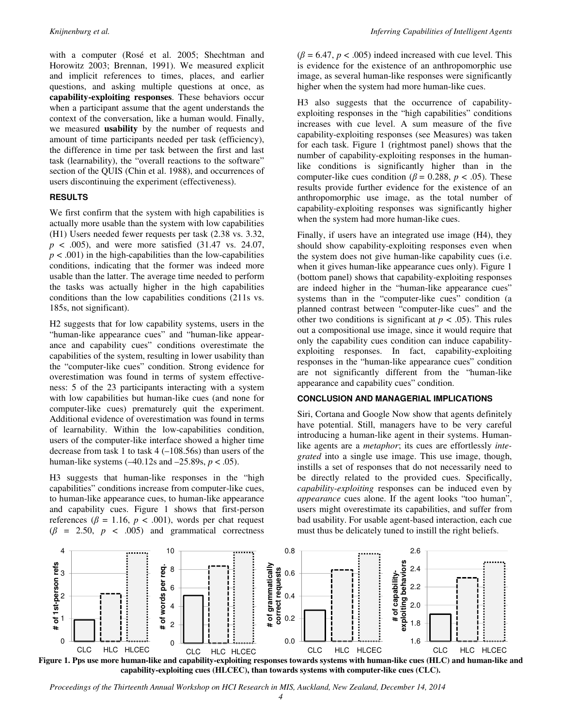with a computer (Rosé et al. 2005; Shechtman and Horowitz 2003; Brennan, 1991). We measured explicit and implicit references to times, places, and earlier questions, and asking multiple questions at once, as **capability-exploiting responses**. These behaviors occur when a participant assume that the agent understands the context of the conversation, like a human would. Finally, we measured **usability** by the number of requests and amount of time participants needed per task (efficiency), the difference in time per task between the first and last task (learnability), the "overall reactions to the software" section of the QUIS (Chin et al. 1988), and occurrences of users discontinuing the experiment (effectiveness).

## RESULTS

We first confirm that the system with high capabilities is actually more usable than the system with low capabilities (H1) Users needed fewer requests per task (2.38 vs. 3.32, $p < .005$), and were more satisfied (31.47 vs. 24.07, $p < .001$) in the high-capabilities than the low-capabilities conditions, indicating that the former was indeed more usable than the latter. The average time needed to perform the tasks was actually higher in the high capabilities conditions than the low capabilities conditions (211s vs. 185s, not significant).

H2 suggests that for low capability systems, users in the "human-like appearance cues" and "human-like appearance and capability cues" conditions overestimate the capabilities of the system, resulting in lower usability than the "computer-like cues" condition. Strong evidence for overestimation was found in terms of system effectiveness: 5 of the 23 participants interacting with a system with low capabilities but human-like cues (and none for computer-like cues) prematurely quit the experiment. Additional evidence of overestimation was found in terms of learnability. Within the low-capabilities condition, users of the computer-like interface showed a higher time decrease from task 1 to task 4 (–108.56s) than users of the human-like systems (–40.12s and –25.89s, $p < .05$).

H3 suggests that human-like responses in the "high capabilities" conditions increase from computer-like cues, to human-like appearance cues, to human-like appearance and capability cues. Figure 1 shows that first-person references ($\beta = 1.16$, $p < .001$), words per chat request ($\beta = 2.50$, $p < .005$) and grammatical correctness ($\beta = 6.47$, $p < .005$) indeed increased with cue level. This is evidence for the existence of an anthropomorphic use image, as several human-like responses were significantly higher when the system had more human-like cues.

H3 also suggests that the occurrence of capability-exploiting responses in the "high capabilities" conditions increases with cue level. A sum measure of the five capability-exploiting responses (see Measures) was taken for each task. Figure 1 (rightmost panel) shows that the number of capability-exploiting responses in the human-like conditions is significantly higher than in the computer-like cues condition ($\beta = 0.288$, $p < .05$). These results provide further evidence for the existence of an anthropomorphic use image, as the total number of capability-exploiting responses was significantly higher when the system had more human-like cues.

Finally, if users have an integrated use image (H4), they should show capability-exploiting responses even when the system does not give human-like capability cues (i.e. when it gives human-like appearance cues only). Figure 1 (bottom panel) shows that capability-exploiting responses are indeed higher in the "human-like appearance cues" systems than in the "computer-like cues" condition (a planned contrast between "computer-like cues" and the other two conditions is significant at $p < .05$). This rules out a compositional use image, since it would require that only the capability cues condition can induce capability-exploiting responses. In fact, capability-exploiting responses in the "human-like appearance cues" condition are not significantly different from the "human-like appearance and capability cues" condition.

## CONCLUSION AND MANAGERIAL IMPLICATIONS

Siri, Cortana and Google Now show that agents definitely have potential. Still, managers have to be very careful introducing a human-like agent in their systems. Human-like agents are a *metaphor*; its cues are effortlessly *integrated* into a single use image. This use image, though, instills a set of responses that do not necessarily need to be directly related to the provided cues. Specifically, *capability-exploiting* responses can be induced even by *appearance* cues alone. If the agent looks "too human", users might overestimate its capabilities, and suffer from bad usability. For usable agent-based interaction, each cue must thus be delicately tuned to instill the right beliefs.

# of 1st-person refs
0 1 2 3 4
CLC HLC HLCEC

# of words per req.
0 2 4 6 8 10
CLC HLC HLCEC

# of grammatically correct requests
0.0 0.2 0.4 0.6 0.8
CLC HLC HLCEC

# of capability-exploiting behaviors
1.6 1.8 2.0 2.2 2.4 2.6
CLC HLC HLCEC

**Figure 1. Pps use more human-like and capability-exploiting responses towards systems with human-like cues (HLC) and human-like and capability-exploiting cues (HLCEC), than towards systems with computer-like cues (CLC).**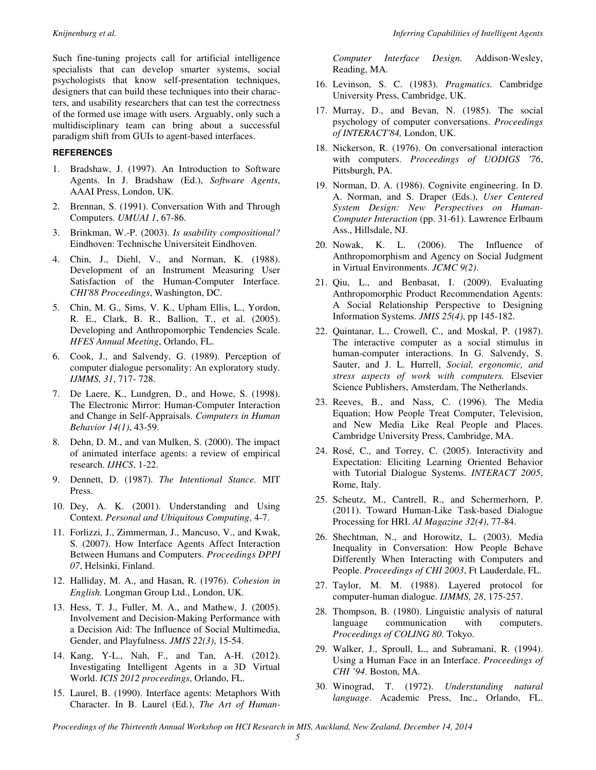Such fine-tuning projects call for artificial intelligence specialists that can develop smarter systems, social psychologists that know self-presentation techniques, designers that can build these techniques into their characters, and usability researchers that can test the correctness of the formed use image with users. Arguably, only such a multidisciplinary team can bring about a successful paradigm shift from GUIs to agent-based interfaces.

## REFERENCES

1. Bradshaw, J. (1997). An Introduction to Software Agents. In J. Bradshaw (Ed.), *Software Agents*, AAAI Press, London, UK.
2. Brennan, S. (1991). Conversation With and Through Computers. *UMUAI 1*, 67-86.
3. Brinkman, W.-P. (2003). *Is usability compositional?* Eindhoven: Technische Universiteit Eindhoven.
4. Chin, J., Diehl, V., and Norman, K. (1988). Development of an Instrument Measuring User Satisfaction of the Human-Computer Interface. *CHI'88 Proceedings*, Washington, DC.
5. Chin, M. G., Sims, V. K., Upham Ellis, L., Yordon, R. E., Clark, B. R., Ballion, T., et al. (2005). Developing and Anthropomorphic Tendencies Scale. *HFES Annual Meeting*, Orlando, FL.
6. Cook, J., and Salvendy, G. (1989). Perception of computer dialogue personality: An exploratory study. *IJMMS, 31*, 717- 728.
7. De Laere, K., Lundgren, D., and Howe, S. (1998). The Electronic Mirror: Human-Computer Interaction and Change in Self-Appraisals. *Computers in Human Behavior 14(1)*, 43-59.
8. Dehn, D. M., and van Mulken, S. (2000). The impact of animated interface agents: a review of empirical research. *IJHCS*, 1-22.
9. Dennett, D. (1987). *The Intentional Stance.* MIT Press.
10. Dey, A. K. (2001). Understanding and Using Context. *Personal and Ubiquitous Computing*, 4-7.
11. Forlizzi, J., Zimmerman, J., Mancuso, V., and Kwak, S. (2007). How Interface Agents Affect Interaction Between Humans and Computers. *Proceedings DPPI 07*, Helsinki, Finland.
12. Halliday, M. A., and Hasan, R. (1976). *Cohesion in English.* Longman Group Ltd., London, UK.
13. Hess, T. J., Fuller, M. A., and Mathew, J. (2005). Involvement and Decision-Making Performance with a Decision Aid: The Influence of Social Multimedia, Gender, and Playfulness. *JMIS 22(3)*, 15-54.
14. Kang, Y-L., Nah, F., and Tan, A-H. (2012). Investigating Intelligent Agents in a 3D Virtual World. *ICIS 2012 proceedings*, Orlando, FL.
15. Laurel, B. (1990). Interface agents: Metaphors With Character. In B. Laurel (Ed.), *The Art of Human-Computer Interface Design.* Addison-Wesley, Reading, MA.
16. Levinson, S. C. (1983). *Pragmatics.* Cambridge University Press, Cambridge, UK.
17. Murray, D., and Bevan, N. (1985). The social psychology of computer conversations. *Proceedings of INTERACT'84,* London, UK.
18. Nickerson, R. (1976). On conversational interaction with computers. *Proceedings of UODIGS '76*, Pittsburgh, PA.
19. Norman, D. A. (1986). Cognivite engineering. In D. A. Norman, and S. Draper (Eds.), *User Centered System Design: New Perspectives on Human-Computer Interaction* (pp. 31-61). Lawrence Erlbaum Ass., Hillsdale, NJ.
20. Nowak, K. L. (2006). The Influence of Anthropomorphism and Agency on Social Judgment in Virtual Environments. *JCMC 9(2).*
21. Qiu, L., and Benbasat, I. (2009). Evaluating Anthropomorphic Product Recommendation Agents: A Social Relationship Perspective to Designing Information Systems. *JMIS 25(4)*, pp 145-182.
22. Quintanar, L., Crowell, C., and Moskal, P. (1987). The interactive computer as a social stimulus in human-computer interactions. In G. Salvendy, S. Sauter, and J. L. Hurrell, *Social, ergonomic, and stress aspects of work with computers.* Elsevier Science Publishers, Amsterdam, The Netherlands.
23. Reeves, B., and Nass, C. (1996). The Media Equation; How People Treat Computer, Television, and New Media Like Real People and Places. Cambridge University Press, Cambridge, MA.
24. Rosé, C., and Torrey, C. (2005). Interactivity and Expectation: Eliciting Learning Oriented Behavior with Tutorial Dialogue Systems. *INTERACT 2005*, Rome, Italy.
25. Scheutz, M., Cantrell, R., and Schermerhorn, P. (2011). Toward Human-Like Task-based Dialogue Processing for HRI. *AI Magazine 32(4)*, 77-84.
26. Shechtman, N., and Horowitz, L. (2003). Media Inequality in Conversation: How People Behave Differently When Interacting with Computers and People. *Proceedings of CHI 2003*, Ft Lauderdale, FL.
27. Taylor, M. M. (1988). Layered protocol for computer-human dialogue. *IJMMS, 28*, 175-257.
28. Thompson, B. (1980). Linguistic analysis of natural language communication with computers. *Proceedings of COLING 80.* Tokyo.
29. Walker, J., Sproull, L., and Subramani, R. (1994). Using a Human Face in an Interface. *Proceedings of CHI '94*. Boston, MA.
30. Winograd, T. (1972). *Understanding natural language*. Academic Press, Inc., Orlando, FL.